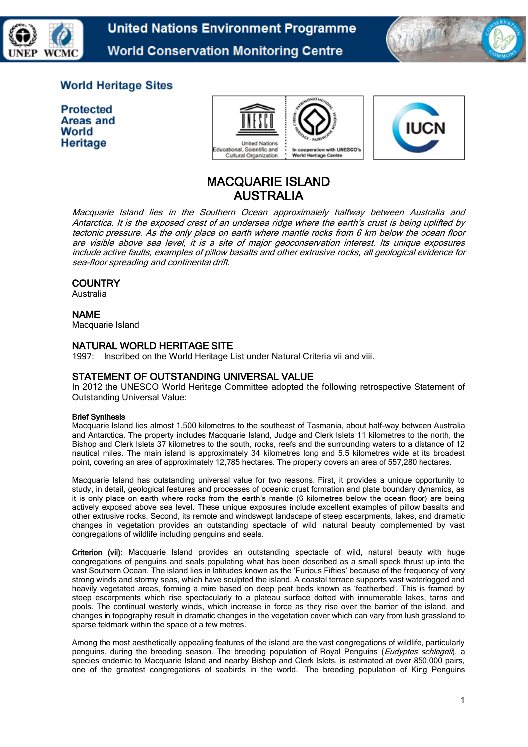United Nations Environment Programme
World Conservation Monitoring Centre

**World Heritage Sites**

**Protected Areas and World Heritage**

# MACQUARIE ISLAND
# AUSTRALIA

*Macquarie Island lies in the Southern Ocean approximately halfway between Australia and Antarctica. It is the exposed crest of an undersea ridge where the earth's crust is being uplifted by tectonic pressure. As the only place on earth where mantle rocks from 6 km below the ocean floor are visible above sea level, it is a site of major geoconservation interest. Its unique exposures include active faults, examples of pillow basalts and other extrusive rocks, all geological evidence for sea-floor spreading and continental drift.*

## COUNTRY

Australia

## NAME

Macquarie Island

## NATURAL WORLD HERITAGE SITE

1997: Inscribed on the World Heritage List under Natural Criteria vii and viii.

## STATEMENT OF OUTSTANDING UNIVERSAL VALUE

In 2012 the UNESCO World Heritage Committee adopted the following retrospective Statement of Outstanding Universal Value:

**Brief Synthesis**

Macquarie Island lies almost 1,500 kilometres to the southeast of Tasmania, about half-way between Australia and Antarctica. The property includes Macquarie Island, Judge and Clerk Islets 11 kilometres to the north, the Bishop and Clerk Islets 37 kilometres to the south, rocks, reefs and the surrounding waters to a distance of 12 nautical miles. The main island is approximately 34 kilometres long and 5.5 kilometres wide at its broadest point, covering an area of approximately 12,785 hectares. The property covers an area of 557,280 hectares.

Macquarie Island has outstanding universal value for two reasons. First, it provides a unique opportunity to study, in detail, geological features and processes of oceanic crust formation and plate boundary dynamics, as it is only place on earth where rocks from the earth's mantle (6 kilometres below the ocean floor) are being actively exposed above sea level. These unique exposures include excellent examples of pillow basalts and other extrusive rocks. Second, its remote and windswept landscape of steep escarpments, lakes, and dramatic changes in vegetation provides an outstanding spectacle of wild, natural beauty complemented by vast congregations of wildlife including penguins and seals.

**Criterion (vii):** Macquarie Island provides an outstanding spectacle of wild, natural beauty with huge congregations of penguins and seals populating what has been described as a small speck thrust up into the vast Southern Ocean. The island lies in latitudes known as the 'Furious Fifties' because of the frequency of very strong winds and stormy seas, which have sculpted the island. A coastal terrace supports vast waterlogged and heavily vegetated areas, forming a mire based on deep peat beds known as 'featherbed'. This is framed by steep escarpments which rise spectacularly to a plateau surface dotted with innumerable lakes, tarns and pools. The continual westerly winds, which increase in force as they rise over the barrier of the island, and changes in topography result in dramatic changes in the vegetation cover which can vary from lush grassland to sparse feldmark within the space of a few metres.

Among the most aesthetically appealing features of the island are the vast congregations of wildlife, particularly penguins, during the breeding season. The breeding population of Royal Penguins (*Eudyptes schlegeli*), a species endemic to Macquarie Island and nearby Bishop and Clerk Islets, is estimated at over 850,000 pairs, one of the greatest congregations of seabirds in the world. The breeding population of King Penguins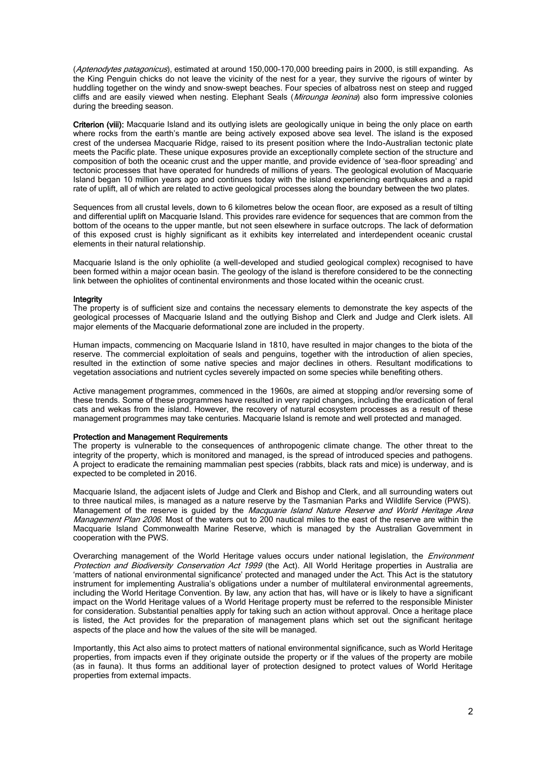(*Aptenodytes patagonicus*), estimated at around 150,000-170,000 breeding pairs in 2000, is still expanding. As the King Penguin chicks do not leave the vicinity of the nest for a year, they survive the rigours of winter by huddling together on the windy and snow-swept beaches. Four species of albatross nest on steep and rugged cliffs and are easily viewed when nesting. Elephant Seals (*Mirounga leonina*) also form impressive colonies during the breeding season.

**Criterion (viii):** Macquarie Island and its outlying islets are geologically unique in being the only place on earth where rocks from the earth's mantle are being actively exposed above sea level. The island is the exposed crest of the undersea Macquarie Ridge, raised to its present position where the Indo-Australian tectonic plate meets the Pacific plate. These unique exposures provide an exceptionally complete section of the structure and composition of both the oceanic crust and the upper mantle, and provide evidence of 'sea-floor spreading' and tectonic processes that have operated for hundreds of millions of years. The geological evolution of Macquarie Island began 10 million years ago and continues today with the island experiencing earthquakes and a rapid rate of uplift, all of which are related to active geological processes along the boundary between the two plates.

Sequences from all crustal levels, down to 6 kilometres below the ocean floor, are exposed as a result of tilting and differential uplift on Macquarie Island. This provides rare evidence for sequences that are common from the bottom of the oceans to the upper mantle, but not seen elsewhere in surface outcrops. The lack of deformation of this exposed crust is highly significant as it exhibits key interrelated and interdependent oceanic crustal elements in their natural relationship.

Macquarie Island is the only ophiolite (a well-developed and studied geological complex) recognised to have been formed within a major ocean basin. The geology of the island is therefore considered to be the connecting link between the ophiolites of continental environments and those located within the oceanic crust.

**Integrity**

The property is of sufficient size and contains the necessary elements to demonstrate the key aspects of the geological processes of Macquarie Island and the outlying Bishop and Clerk and Judge and Clerk islets. All major elements of the Macquarie deformational zone are included in the property.

Human impacts, commencing on Macquarie Island in 1810, have resulted in major changes to the biota of the reserve. The commercial exploitation of seals and penguins, together with the introduction of alien species, resulted in the extinction of some native species and major declines in others. Resultant modifications to vegetation associations and nutrient cycles severely impacted on some species while benefiting others.

Active management programmes, commenced in the 1960s, are aimed at stopping and/or reversing some of these trends. Some of these programmes have resulted in very rapid changes, including the eradication of feral cats and wekas from the island. However, the recovery of natural ecosystem processes as a result of these management programmes may take centuries. Macquarie Island is remote and well protected and managed.

**Protection and Management Requirements**

The property is vulnerable to the consequences of anthropogenic climate change. The other threat to the integrity of the property, which is monitored and managed, is the spread of introduced species and pathogens. A project to eradicate the remaining mammalian pest species (rabbits, black rats and mice) is underway, and is expected to be completed in 2016.

Macquarie Island, the adjacent islets of Judge and Clerk and Bishop and Clerk, and all surrounding waters out to three nautical miles, is managed as a nature reserve by the Tasmanian Parks and Wildlife Service (PWS). Management of the reserve is guided by the *Macquarie Island Nature Reserve and World Heritage Area Management Plan 2006*. Most of the waters out to 200 nautical miles to the east of the reserve are within the Macquarie Island Commonwealth Marine Reserve, which is managed by the Australian Government in cooperation with the PWS.

Overarching management of the World Heritage values occurs under national legislation, the *Environment Protection and Biodiversity Conservation Act 1999* (the Act). All World Heritage properties in Australia are 'matters of national environmental significance' protected and managed under the Act. This Act is the statutory instrument for implementing Australia's obligations under a number of multilateral environmental agreements, including the World Heritage Convention. By law, any action that has, will have or is likely to have a significant impact on the World Heritage values of a World Heritage property must be referred to the responsible Minister for consideration. Substantial penalties apply for taking such an action without approval. Once a heritage place is listed, the Act provides for the preparation of management plans which set out the significant heritage aspects of the place and how the values of the site will be managed.

Importantly, this Act also aims to protect matters of national environmental significance, such as World Heritage properties, from impacts even if they originate outside the property or if the values of the property are mobile (as in fauna). It thus forms an additional layer of protection designed to protect values of World Heritage properties from external impacts.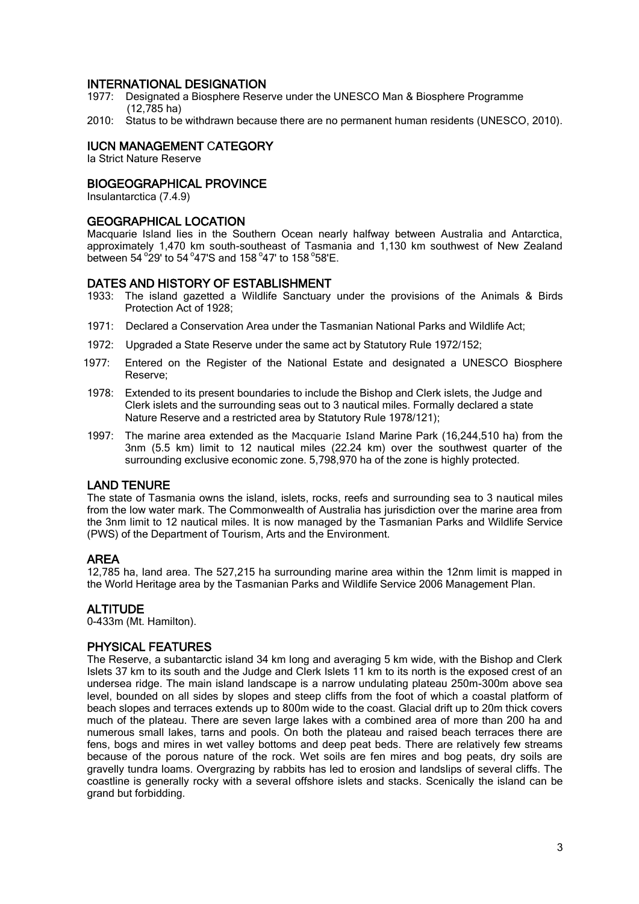## INTERNATIONAL DESIGNATION

1977: Designated a Biosphere Reserve under the UNESCO Man & Biosphere Programme (12,785 ha)

2010: Status to be withdrawn because there are no permanent human residents (UNESCO, 2010).

## IUCN MANAGEMENT CATEGORY

Ia Strict Nature Reserve

## BIOGEOGRAPHICAL PROVINCE

Insulantarctica (7.4.9)

## GEOGRAPHICAL LOCATION

Macquarie Island lies in the Southern Ocean nearly halfway between Australia and Antarctica, approximately 1,470 km south-southeast of Tasmania and 1,130 km southwest of New Zealand between 54°29' to 54°47'S and 158°47' to 158°58'E.

## DATES AND HISTORY OF ESTABLISHMENT

1933: The island gazetted a Wildlife Sanctuary under the provisions of the Animals & Birds Protection Act of 1928;

1971: Declared a Conservation Area under the Tasmanian National Parks and Wildlife Act;

1972: Upgraded a State Reserve under the same act by Statutory Rule 1972/152;

1977: Entered on the Register of the National Estate and designated a UNESCO Biosphere Reserve;

1978: Extended to its present boundaries to include the Bishop and Clerk islets, the Judge and Clerk islets and the surrounding seas out to 3 nautical miles. Formally declared a state Nature Reserve and a restricted area by Statutory Rule 1978/121);

1997: The marine area extended as the Macquarie Island Marine Park (16,244,510 ha) from the 3nm (5.5 km) limit to 12 nautical miles (22.24 km) over the southwest quarter of the surrounding exclusive economic zone. 5,798,970 ha of the zone is highly protected.

## LAND TENURE

The state of Tasmania owns the island, islets, rocks, reefs and surrounding sea to 3 nautical miles from the low water mark. The Commonwealth of Australia has jurisdiction over the marine area from the 3nm limit to 12 nautical miles. It is now managed by the Tasmanian Parks and Wildlife Service (PWS) of the Department of Tourism, Arts and the Environment.

## AREA

12,785 ha, land area. The 527,215 ha surrounding marine area within the 12nm limit is mapped in the World Heritage area by the Tasmanian Parks and Wildlife Service 2006 Management Plan.

## ALTITUDE

0-433m (Mt. Hamilton).

## PHYSICAL FEATURES

The Reserve, a subantarctic island 34 km long and averaging 5 km wide, with the Bishop and Clerk Islets 37 km to its south and the Judge and Clerk Islets 11 km to its north is the exposed crest of an undersea ridge. The main island landscape is a narrow undulating plateau 250m-300m above sea level, bounded on all sides by slopes and steep cliffs from the foot of which a coastal platform of beach slopes and terraces extends up to 800m wide to the coast. Glacial drift up to 20m thick covers much of the plateau. There are seven large lakes with a combined area of more than 200 ha and numerous small lakes, tarns and pools. On both the plateau and raised beach terraces there are fens, bogs and mires in wet valley bottoms and deep peat beds. There are relatively few streams because of the porous nature of the rock. Wet soils are fen mires and bog peats, dry soils are gravelly tundra loams. Overgrazing by rabbits has led to erosion and landslips of several cliffs. The coastline is generally rocky with a several offshore islets and stacks. Scenically the island can be grand but forbidding.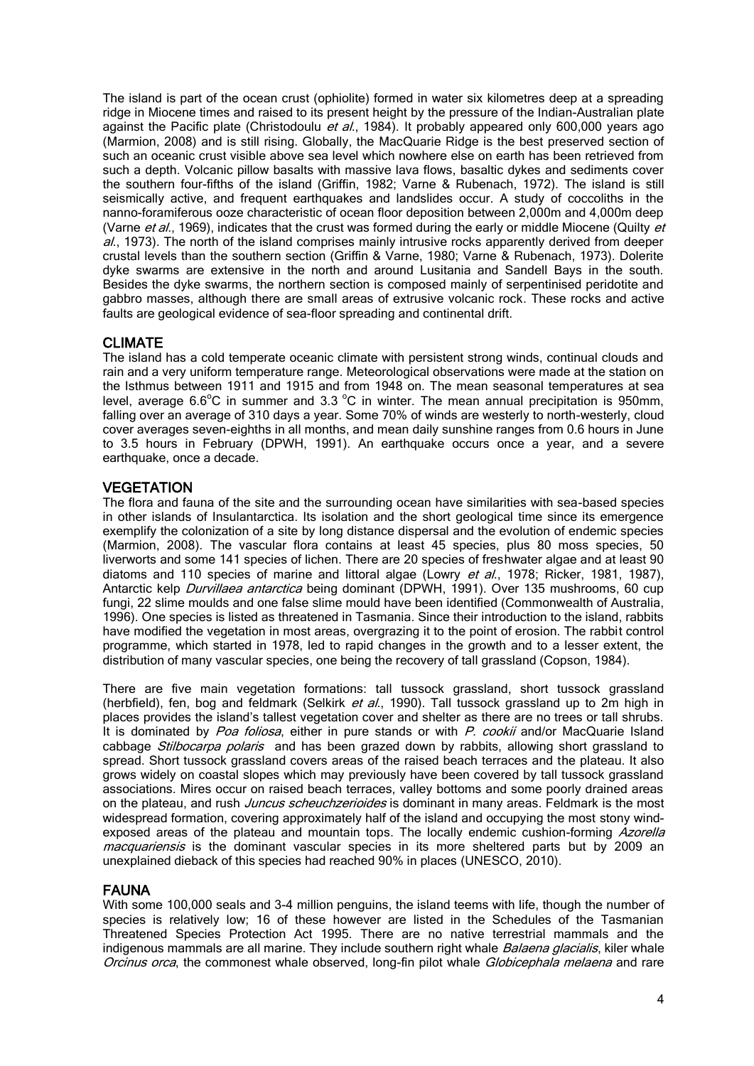The island is part of the ocean crust (ophiolite) formed in water six kilometres deep at a spreading ridge in Miocene times and raised to its present height by the pressure of the Indian-Australian plate against the Pacific plate (Christodoulu *et al.*, 1984). It probably appeared only 600,000 years ago (Marmion, 2008) and is still rising. Globally, the MacQuarie Ridge is the best preserved section of such an oceanic crust visible above sea level which nowhere else on earth has been retrieved from such a depth. Volcanic pillow basalts with massive lava flows, basaltic dykes and sediments cover the southern four-fifths of the island (Griffin, 1982; Varne & Rubenach, 1972). The island is still seismically active, and frequent earthquakes and landslides occur. A study of coccoliths in the nanno-foraminiferous ooze characteristic of ocean floor deposition between 2,000m and 4,000m deep (Varne *et al.*, 1969), indicates that the crust was formed during the early or middle Miocene (Quilty *et al.*, 1973). The north of the island comprises mainly intrusive rocks apparently derived from deeper crustal levels than the southern section (Griffin & Varne, 1980; Varne & Rubenach, 1973). Dolerite dyke swarms are extensive in the north and around Lusitania and Sandell Bays in the south. Besides the dyke swarms, the northern section is composed mainly of serpentinised peridotite and gabbro masses, although there are small areas of extrusive volcanic rock. These rocks and active faults are geological evidence of sea-floor spreading and continental drift.

## CLIMATE

The island has a cold temperate oceanic climate with persistent strong winds, continual clouds and rain and a very uniform temperature range. Meteorological observations were made at the station on the Isthmus between 1911 and 1915 and from 1948 on. The mean seasonal temperatures at sea level, average 6.6°C in summer and 3.3 °C in winter. The mean annual precipitation is 950mm, falling over an average of 310 days a year. Some 70% of winds are westerly to north-westerly, cloud cover averages seven-eighths in all months, and mean daily sunshine ranges from 0.6 hours in June to 3.5 hours in February (DPWH, 1991). An earthquake occurs once a year, and a severe earthquake, once a decade.

## VEGETATION

The flora and fauna of the site and the surrounding ocean have similarities with sea-based species in other islands of Insulantarctica. Its isolation and the short geological time since its emergence exemplify the colonization of a site by long distance dispersal and the evolution of endemic species (Marmion, 2008). The vascular flora contains at least 45 species, plus 80 moss species, 50 liverworts and some 141 species of lichen. There are 20 species of freshwater algae and at least 90 diatoms and 110 species of marine and littoral algae (Lowry *et al.*, 1978; Ricker, 1981, 1987), Antarctic kelp *Durvillaea antarctica* being dominant (DPWH, 1991). Over 135 mushrooms, 60 cup fungi, 22 slime moulds and one false slime mould have been identified (Commonwealth of Australia, 1996). One species is listed as threatened in Tasmania. Since their introduction to the island, rabbits have modified the vegetation in most areas, overgrazing it to the point of erosion. The rabbit control programme, which started in 1978, led to rapid changes in the growth and to a lesser extent, the distribution of many vascular species, one being the recovery of tall grassland (Copson, 1984).

There are five main vegetation formations: tall tussock grassland, short tussock grassland (herbfield), fen, bog and feldmark (Selkirk *et al.*, 1990). Tall tussock grassland up to 2m high in places provides the island's tallest vegetation cover and shelter as there are no trees or tall shrubs. It is dominated by *Poa foliosa*, either in pure stands or with *P. cookii* and/or MacQuarie Island cabbage *Stilbocarpa polaris* and has been grazed down by rabbits, allowing short grassland to spread. Short tussock grassland covers areas of the raised beach terraces and the plateau. It also grows widely on coastal slopes which may previously have been covered by tall tussock grassland associations. Mires occur on raised beach terraces, valley bottoms and some poorly drained areas on the plateau, and rush *Juncus scheuchzerioides* is dominant in many areas. Feldmark is the most widespread formation, covering approximately half of the island and occupying the most stony wind-exposed areas of the plateau and mountain tops. The locally endemic cushion-forming *Azorella macquariensis* is the dominant vascular species in its more sheltered parts but by 2009 an unexplained dieback of this species had reached 90% in places (UNESCO, 2010).

## FAUNA

With some 100,000 seals and 3-4 million penguins, the island teems with life, though the number of species is relatively low; 16 of these however are listed in the Schedules of the Tasmanian Threatened Species Protection Act 1995. There are no native terrestrial mammals and the indigenous mammals are all marine. They include southern right whale *Balaena glacialis*, kiler whale *Orcinus orca*, the commonest whale observed, long-fin pilot whale *Globicephala melaena* and rare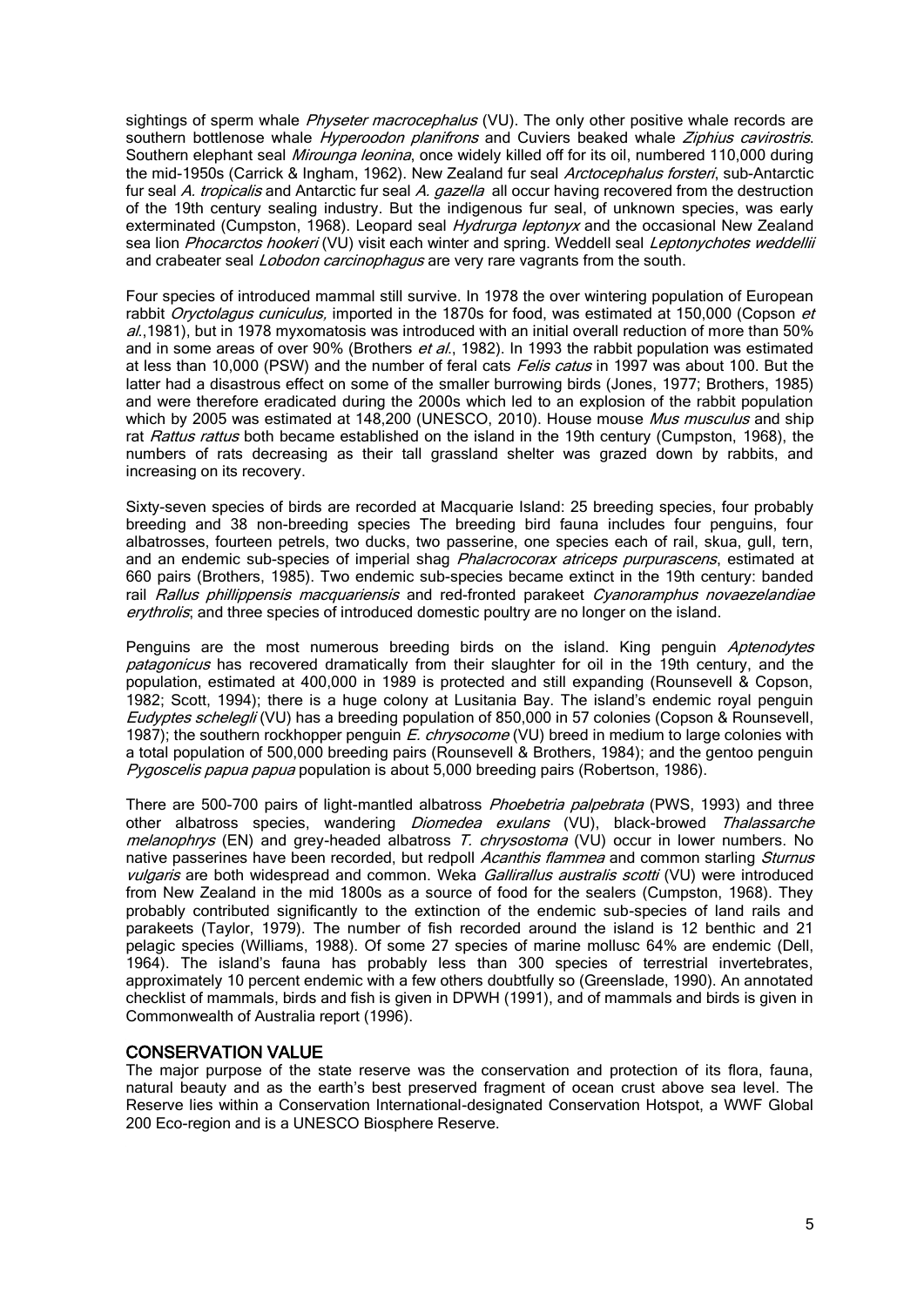sightings of sperm whale *Physeter macrocephalus* (VU). The only other positive whale records are southern bottlenose whale *Hyperoodon planifrons* and Cuviers beaked whale *Ziphius cavirostris*. Southern elephant seal *Mirounga leonina*, once widely killed off for its oil, numbered 110,000 during the mid-1950s (Carrick & Ingham, 1962). New Zealand fur seal *Arctocephalus forsteri*, sub-Antarctic fur seal *A. tropicalis* and Antarctic fur seal *A. gazella* all occur having recovered from the destruction of the 19th century sealing industry. But the indigenous fur seal, of unknown species, was early exterminated (Cumpston, 1968). Leopard seal *Hydrurga leptonyx* and the occasional New Zealand sea lion *Phocarctos hookeri* (VU) visit each winter and spring. Weddell seal *Leptonychotes weddellii* and crabeater seal *Lobodon carcinophagus* are very rare vagrants from the south.

Four species of introduced mammal still survive. In 1978 the over wintering population of European rabbit *Oryctolagus cuniculus,* imported in the 1870s for food, was estimated at 150,000 (Copson *et al.*,1981), but in 1978 myxomatosis was introduced with an initial overall reduction of more than 50% and in some areas of over 90% (Brothers *et al.*, 1982). In 1993 the rabbit population was estimated at less than 10,000 (PSW) and the number of feral cats *Felis catus* in 1997 was about 100. But the latter had a disastrous effect on some of the smaller burrowing birds (Jones, 1977; Brothers, 1985) and were therefore eradicated during the 2000s which led to an explosion of the rabbit population which by 2005 was estimated at 148,200 (UNESCO, 2010). House mouse *Mus musculus* and ship rat *Rattus rattus* both became established on the island in the 19th century (Cumpston, 1968), the numbers of rats decreasing as their tall grassland shelter was grazed down by rabbits, and increasing on its recovery.

Sixty-seven species of birds are recorded at Macquarie Island: 25 breeding species, four probably breeding and 38 non-breeding species The breeding bird fauna includes four penguins, four albatrosses, fourteen petrels, two ducks, two passerine, one species each of rail, skua, gull, tern, and an endemic sub-species of imperial shag *Phalacrocorax atriceps purpurascens*, estimated at 660 pairs (Brothers, 1985). Two endemic sub-species became extinct in the 19th century: banded rail *Rallus phillippensis macquariensis* and red-fronted parakeet *Cyanoramphus novaezelandiae erythrotis*; and three species of introduced domestic poultry are no longer on the island.

Penguins are the most numerous breeding birds on the island. King penguin *Aptenodytes patagonicus* has recovered dramatically from their slaughter for oil in the 19th century, and the population, estimated at 400,000 in 1989 is protected and still expanding (Rounsevell & Copson, 1982; Scott, 1994); there is a huge colony at Lusitania Bay. The island's endemic royal penguin *Eudyptes schelegli* (VU) has a breeding population of 850,000 in 57 colonies (Copson & Rounsevell, 1987); the southern rockhopper penguin *E. chrysocome* (VU) breed in medium to large colonies with a total population of 500,000 breeding pairs (Rounsevell & Brothers, 1984); and the gentoo penguin *Pygoscelis papua papua* population is about 5,000 breeding pairs (Robertson, 1986).

There are 500-700 pairs of light-mantled albatross *Phoebetria palpebrata* (PWS, 1993) and three other albatross species, wandering *Diomedea exulans* (VU), black-browed *Thalassarche melanophrys* (EN) and grey-headed albatross *T. chrysostoma* (VU) occur in lower numbers. No native passerines have been recorded, but redpoll *Acanthis flammea* and common starling *Sturnus vulgaris* are both widespread and common. Weka *Gallirallus australis scotti* (VU) were introduced from New Zealand in the mid 1800s as a source of food for the sealers (Cumpston, 1968). They probably contributed significantly to the extinction of the endemic sub-species of land rails and parakeets (Taylor, 1979). The number of fish recorded around the island is 12 benthic and 21 pelagic species (Williams, 1988). Of some 27 species of marine mollusc 64% are endemic (Dell, 1964). The island's fauna has probably less than 300 species of terrestrial invertebrates, approximately 10 percent endemic with a few others doubtfully so (Greenslade, 1990). An annotated checklist of mammals, birds and fish is given in DPWH (1991), and of mammals and birds is given in Commonwealth of Australia report (1996).

## CONSERVATION VALUE

The major purpose of the state reserve was the conservation and protection of its flora, fauna, natural beauty and as the earth's best preserved fragment of ocean crust above sea level. The Reserve lies within a Conservation International-designated Conservation Hotspot, a WWF Global 200 Eco-region and is a UNESCO Biosphere Reserve.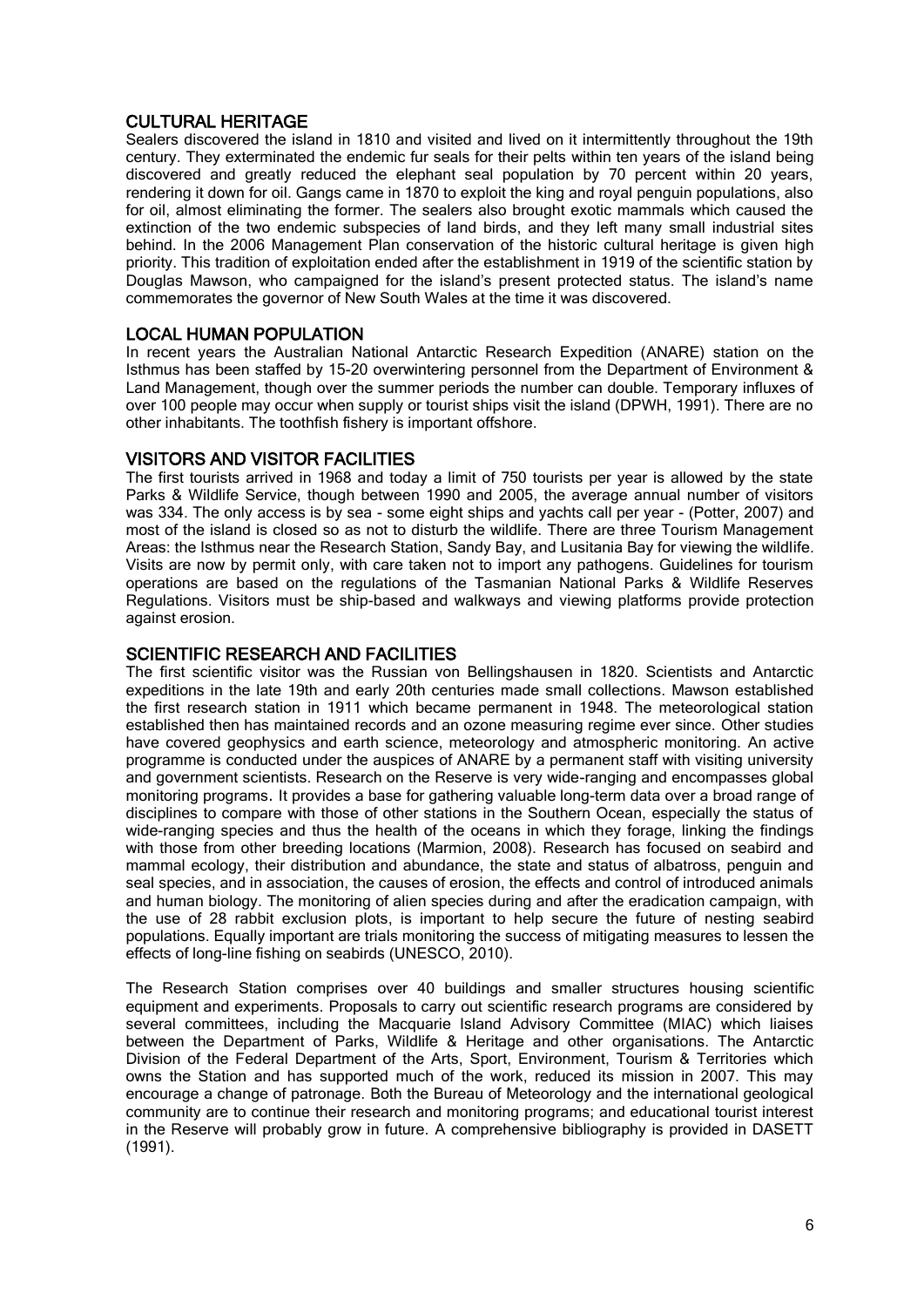## CULTURAL HERITAGE

Sealers discovered the island in 1810 and visited and lived on it intermittently throughout the 19th century. They exterminated the endemic fur seals for their pelts within ten years of the island being discovered and greatly reduced the elephant seal population by 70 percent within 20 years, rendering it down for oil. Gangs came in 1870 to exploit the king and royal penguin populations, also for oil, almost eliminating the former. The sealers also brought exotic mammals which caused the extinction of the two endemic subspecies of land birds, and they left many small industrial sites behind. In the 2006 Management Plan conservation of the historic cultural heritage is given high priority. This tradition of exploitation ended after the establishment in 1919 of the scientific station by Douglas Mawson, who campaigned for the island's present protected status. The island's name commemorates the governor of New South Wales at the time it was discovered.

## LOCAL HUMAN POPULATION

In recent years the Australian National Antarctic Research Expedition (ANARE) station on the Isthmus has been staffed by 15-20 overwintering personnel from the Department of Environment & Land Management, though over the summer periods the number can double. Temporary influxes of over 100 people may occur when supply or tourist ships visit the island (DPWH, 1991). There are no other inhabitants. The toothfish fishery is important offshore.

## VISITORS AND VISITOR FACILITIES

The first tourists arrived in 1968 and today a limit of 750 tourists per year is allowed by the state Parks & Wildlife Service, though between 1990 and 2005, the average annual number of visitors was 334. The only access is by sea - some eight ships and yachts call per year - (Potter, 2007) and most of the island is closed so as not to disturb the wildlife. There are three Tourism Management Areas: the Isthmus near the Research Station, Sandy Bay, and Lusitania Bay for viewing the wildlife. Visits are now by permit only, with care taken not to import any pathogens. Guidelines for tourism operations are based on the regulations of the Tasmanian National Parks & Wildlife Reserves Regulations. Visitors must be ship-based and walkways and viewing platforms provide protection against erosion.

## SCIENTIFIC RESEARCH AND FACILITIES

The first scientific visitor was the Russian von Bellingshausen in 1820. Scientists and Antarctic expeditions in the late 19th and early 20th centuries made small collections. Mawson established the first research station in 1911 which became permanent in 1948. The meteorological station established then has maintained records and an ozone measuring regime ever since. Other studies have covered geophysics and earth science, meteorology and atmospheric monitoring. An active programme is conducted under the auspices of ANARE by a permanent staff with visiting university and government scientists. Research on the Reserve is very wide-ranging and encompasses global monitoring programs. It provides a base for gathering valuable long-term data over a broad range of disciplines to compare with those of other stations in the Southern Ocean, especially the status of wide-ranging species and thus the health of the oceans in which they forage, linking the findings with those from other breeding locations (Marmion, 2008). Research has focused on seabird and mammal ecology, their distribution and abundance, the state and status of albatross, penguin and seal species, and in association, the causes of erosion, the effects and control of introduced animals and human biology. The monitoring of alien species during and after the eradication campaign, with the use of 28 rabbit exclusion plots, is important to help secure the future of nesting seabird populations. Equally important are trials monitoring the success of mitigating measures to lessen the effects of long-line fishing on seabirds (UNESCO, 2010).

The Research Station comprises over 40 buildings and smaller structures housing scientific equipment and experiments. Proposals to carry out scientific research programs are considered by several committees, including the Macquarie Island Advisory Committee (MIAC) which liaises between the Department of Parks, Wildlife & Heritage and other organisations. The Antarctic Division of the Federal Department of the Arts, Sport, Environment, Tourism & Territories which owns the Station and has supported much of the work, reduced its mission in 2007. This may encourage a change of patronage. Both the Bureau of Meteorology and the international geological community are to continue their research and monitoring programs; and educational tourist interest in the Reserve will probably grow in future. A comprehensive bibliography is provided in DASETT (1991).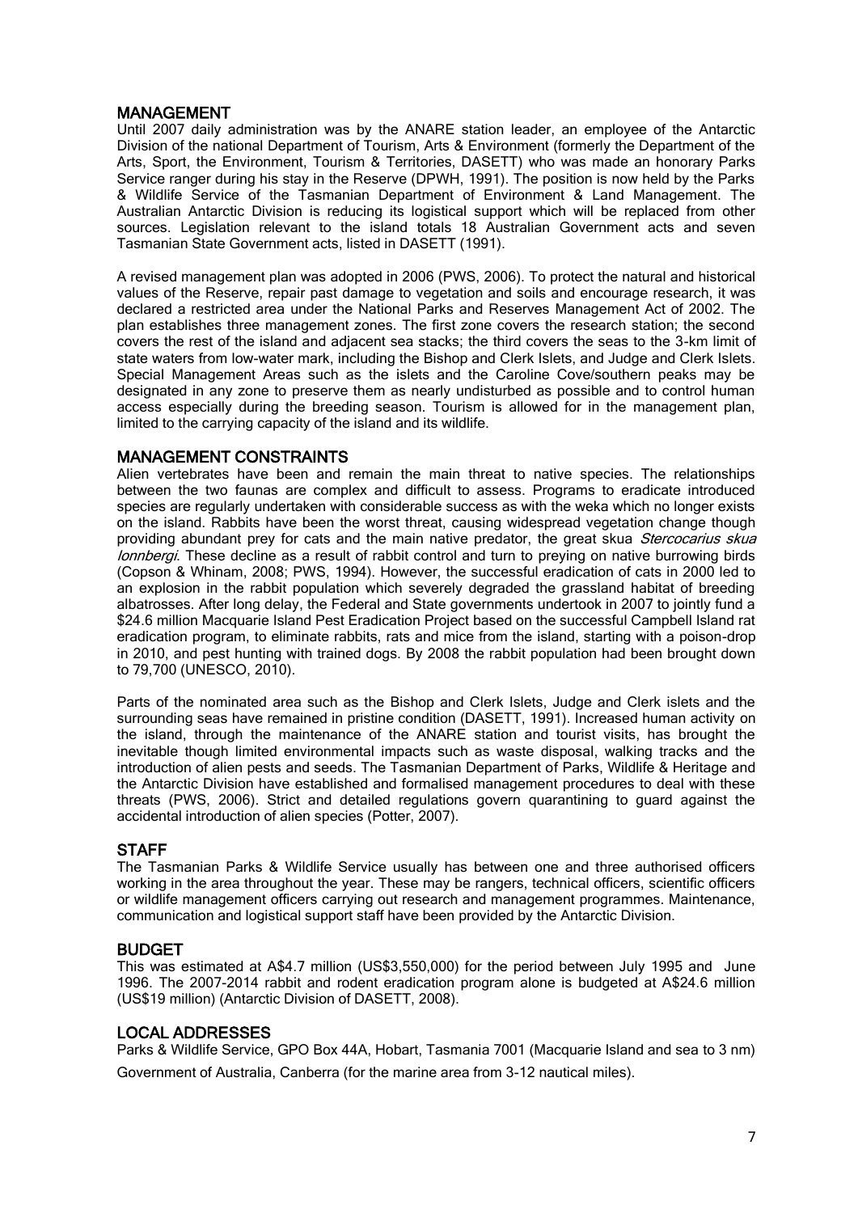## MANAGEMENT

Until 2007 daily administration was by the ANARE station leader, an employee of the Antarctic Division of the national Department of Tourism, Arts & Environment (formerly the Department of the Arts, Sport, the Environment, Tourism & Territories, DASETT) who was made an honorary Parks Service ranger during his stay in the Reserve (DPWH, 1991). The position is now held by the Parks & Wildlife Service of the Tasmanian Department of Environment & Land Management. The Australian Antarctic Division is reducing its logistical support which will be replaced from other sources. Legislation relevant to the island totals 18 Australian Government acts and seven Tasmanian State Government acts, listed in DASETT (1991).

A revised management plan was adopted in 2006 (PWS, 2006). To protect the natural and historical values of the Reserve, repair past damage to vegetation and soils and encourage research, it was declared a restricted area under the National Parks and Reserves Management Act of 2002. The plan establishes three management zones. The first zone covers the research station; the second covers the rest of the island and adjacent sea stacks; the third covers the seas to the 3-km limit of state waters from low-water mark, including the Bishop and Clerk Islets, and Judge and Clerk Islets. Special Management Areas such as the islets and the Caroline Cove/southern peaks may be designated in any zone to preserve them as nearly undisturbed as possible and to control human access especially during the breeding season. Tourism is allowed for in the management plan, limited to the carrying capacity of the island and its wildlife.

## MANAGEMENT CONSTRAINTS

Alien vertebrates have been and remain the main threat to native species. The relationships between the two faunas are complex and difficult to assess. Programs to eradicate introduced species are regularly undertaken with considerable success as with the weka which no longer exists on the island. Rabbits have been the worst threat, causing widespread vegetation change though providing abundant prey for cats and the main native predator, the great skua *Stercocarius skua lonnbergi*. These decline as a result of rabbit control and turn to preying on native burrowing birds (Copson & Whinam, 2008; PWS, 1994). However, the successful eradication of cats in 2000 led to an explosion in the rabbit population which severely degraded the grassland habitat of breeding albatrosses. After long delay, the Federal and State governments undertook in 2007 to jointly fund a $24.6 million Macquarie Island Pest Eradication Project based on the successful Campbell Island rat eradication program, to eliminate rabbits, rats and mice from the island, starting with a poison-drop in 2010, and pest hunting with trained dogs. By 2008 the rabbit population had been brought down to 79,700 (UNESCO, 2010).

Parts of the nominated area such as the Bishop and Clerk Islets, Judge and Clerk islets and the surrounding seas have remained in pristine condition (DASETT, 1991). Increased human activity on the island, through the maintenance of the ANARE station and tourist visits, has brought the inevitable though limited environmental impacts such as waste disposal, walking tracks and the introduction of alien pests and seeds. The Tasmanian Department of Parks, Wildlife & Heritage and the Antarctic Division have established and formalised management procedures to deal with these threats (PWS, 2006). Strict and detailed regulations govern quarantining to guard against the accidental introduction of alien species (Potter, 2007).

## STAFF

The Tasmanian Parks & Wildlife Service usually has between one and three authorised officers working in the area throughout the year. These may be rangers, technical officers, scientific officers or wildlife management officers carrying out research and management programmes. Maintenance, communication and logistical support staff have been provided by the Antarctic Division.

## BUDGET

This was estimated at A$4.7 million (US$3,550,000) for the period between July 1995 and June 1996. The 2007-2014 rabbit and rodent eradication program alone is budgeted at A$24.6 million (US$19 million) (Antarctic Division of DASETT, 2008).

## LOCAL ADDRESSES

Parks & Wildlife Service, GPO Box 44A, Hobart, Tasmania 7001 (Macquarie Island and sea to 3 nm)

Government of Australia, Canberra (for the marine area from 3-12 nautical miles).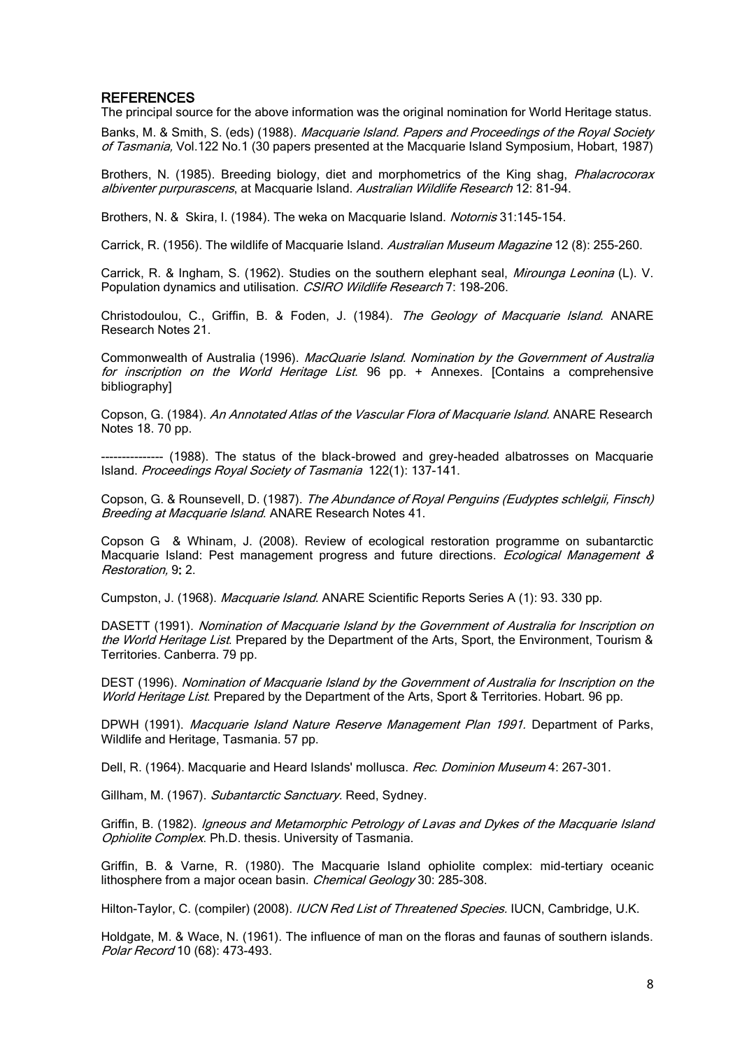## REFERENCES

The principal source for the above information was the original nomination for World Heritage status.

Banks, M. & Smith, S. (eds) (1988). *Macquarie Island. Papers and Proceedings of the Royal Society of Tasmania,* Vol.122 No.1 (30 papers presented at the Macquarie Island Symposium, Hobart, 1987)

Brothers, N. (1985). Breeding biology, diet and morphometrics of the King shag, *Phalacrocorax albiventer purpurascens*, at Macquarie Island. *Australian Wildlife Research* 12: 81-94.

Brothers, N. & Skira, I. (1984). The weka on Macquarie Island. *Notornis* 31:145-154.

Carrick, R. (1956). The wildlife of Macquarie Island. *Australian Museum Magazine* 12 (8): 255-260.

Carrick, R. & Ingham, S. (1962). Studies on the southern elephant seal, *Mirounga Leonina* (L). V. Population dynamics and utilisation. *CSIRO Wildlife Research* 7: 198-206.

Christodoulou, C., Griffin, B. & Foden, J. (1984). *The Geology of Macquarie Island*. ANARE Research Notes 21.

Commonwealth of Australia (1996). *MacQuarie Island. Nomination by the Government of Australia for inscription on the World Heritage List*. 96 pp. + Annexes. [Contains a comprehensive bibliography]

Copson, G. (1984). *An Annotated Atlas of the Vascular Flora of Macquarie Island.* ANARE Research Notes 18. 70 pp.

--------------- (1988). The status of the black-browed and grey-headed albatrosses on Macquarie Island. *Proceedings Royal Society of Tasmania* 122(1): 137-141.

Copson, G. & Rounsevell, D. (1987). *The Abundance of Royal Penguins (Eudyptes schlelgii, Finsch) Breeding at Macquarie Island*. ANARE Research Notes 41.

Copson G & Whinam, J. (2008). Review of ecological restoration programme on subantarctic Macquarie Island: Pest management progress and future directions. *Ecological Management & Restoration,* 9**:** 2.

Cumpston, J. (1968). *Macquarie Island*. ANARE Scientific Reports Series A (1): 93. 330 pp.

DASETT (1991). *Nomination of Macquarie Island by the Government of Australia for Inscription on the World Heritage List*. Prepared by the Department of the Arts, Sport, the Environment, Tourism & Territories. Canberra. 79 pp.

DEST (1996). *Nomination of Macquarie Island by the Government of Australia for Inscription on the World Heritage List*. Prepared by the Department of the Arts, Sport & Territories. Hobart. 96 pp.

DPWH (1991). *Macquarie Island Nature Reserve Management Plan 1991.* Department of Parks, Wildlife and Heritage, Tasmania. 57 pp.

Dell, R. (1964). Macquarie and Heard Islands' mollusca. *Rec. Dominion Museum* 4: 267-301.

Gillham, M. (1967). *Subantarctic Sanctuary*. Reed, Sydney.

Griffin, B. (1982). *Igneous and Metamorphic Petrology of Lavas and Dykes of the Macquarie Island Ophiolite Complex*. Ph.D. thesis. University of Tasmania.

Griffin, B. & Varne, R. (1980). The Macquarie Island ophiolite complex: mid-tertiary oceanic lithosphere from a major ocean basin. *Chemical Geology* 30: 285-308.

Hilton-Taylor, C. (compiler) (2008). *IUCN Red List of Threatened Species.* IUCN, Cambridge, U.K.

Holdgate, M. & Wace, N. (1961). The influence of man on the floras and faunas of southern islands. *Polar Record* 10 (68): 473-493.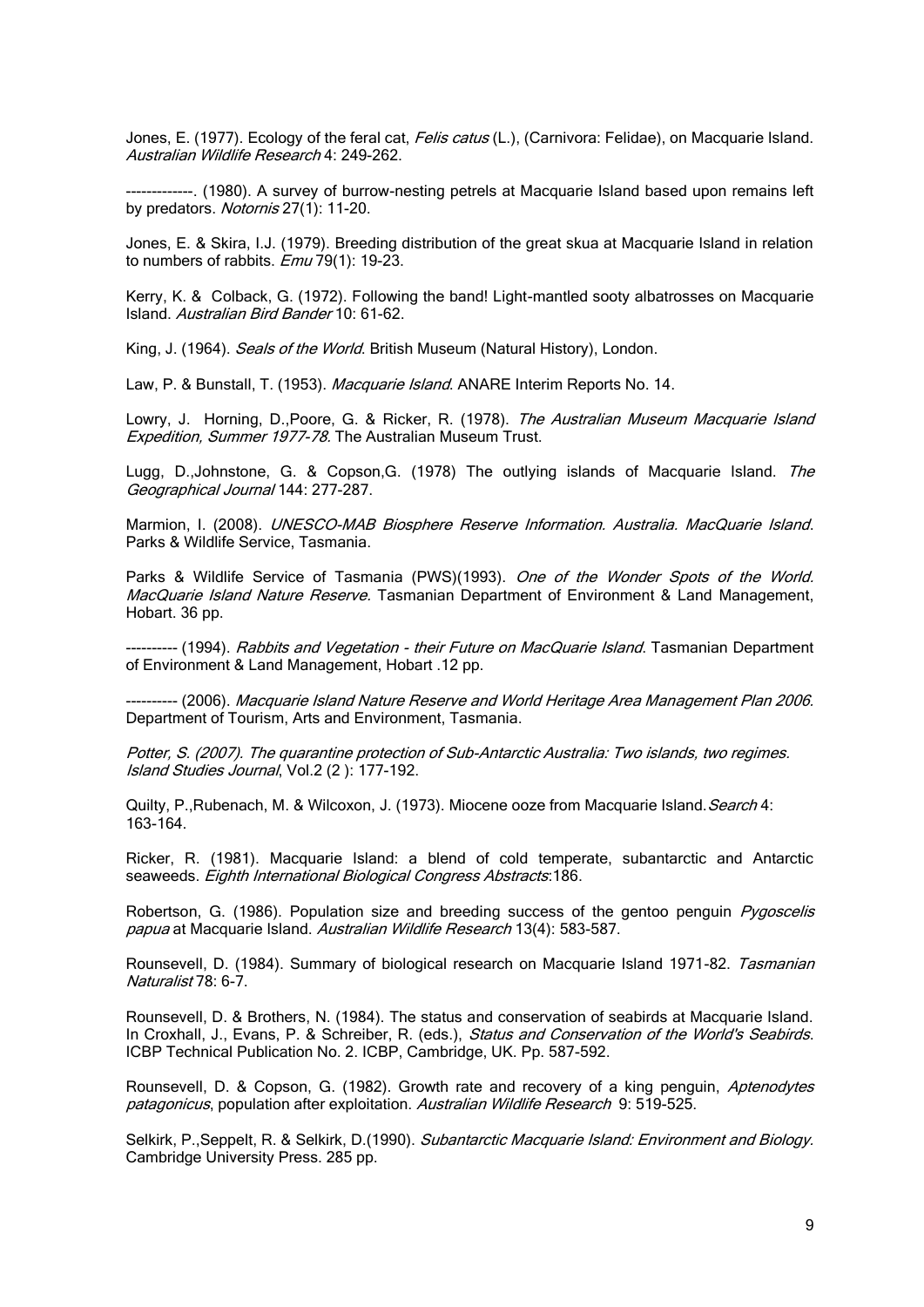Jones, E. (1977). Ecology of the feral cat, *Felis catus* (L.), (Carnivora: Felidae), on Macquarie Island. *Australian Wildlife Research* 4: 249-262.

-------------. (1980). A survey of burrow-nesting petrels at Macquarie Island based upon remains left by predators. *Notornis* 27(1): 11-20.

Jones, E. & Skira, I.J. (1979). Breeding distribution of the great skua at Macquarie Island in relation to numbers of rabbits. *Emu* 79(1): 19-23.

Kerry, K. & Colback, G. (1972). Following the band! Light-mantled sooty albatrosses on Macquarie Island. *Australian Bird Bander* 10: 61-62.

King, J. (1964). *Seals of the World*. British Museum (Natural History), London.

Law, P. & Bunstall, T. (1953). *Macquarie Island*. ANARE Interim Reports No. 14.

Lowry, J. Horning, D.,Poore, G. & Ricker, R. (1978). *The Australian Museum Macquarie Island Expedition, Summer 1977-78*. The Australian Museum Trust.

Lugg, D.,Johnstone, G. & Copson,G. (1978) The outlying islands of Macquarie Island. *The Geographical Journal* 144: 277-287.

Marmion, I. (2008). *UNESCO-MAB Biosphere Reserve Information. Australia. MacQuarie Island*. Parks & Wildlife Service, Tasmania.

Parks & Wildlife Service of Tasmania (PWS)(1993). *One of the Wonder Spots of the World. MacQuarie Island Nature Reserve.* Tasmanian Department of Environment & Land Management, Hobart. 36 pp.

---------- (1994). *Rabbits and Vegetation - their Future on MacQuarie Island*. Tasmanian Department of Environment & Land Management, Hobart .12 pp.

---------- (2006). *Macquarie Island Nature Reserve and World Heritage Area Management Plan 2006*. Department of Tourism, Arts and Environment, Tasmania.

*Potter, S. (2007). The quarantine protection of Sub-Antarctic Australia: Two islands, two regimes. Island Studies Journal*, Vol.2 (2 ): 177-192.

Quilty, P.,Rubenach, M. & Wilcoxon, J. (1973). Miocene ooze from Macquarie Island. *Search* 4: 163-164.

Ricker, R. (1981). Macquarie Island: a blend of cold temperate, subantarctic and Antarctic seaweeds. *Eighth International Biological Congress Abstracts*:186.

Robertson, G. (1986). Population size and breeding success of the gentoo penguin *Pygoscelis papua* at Macquarie Island. *Australian Wildlife Research* 13(4): 583-587.

Rounsevell, D. (1984). Summary of biological research on Macquarie Island 1971-82. *Tasmanian Naturalist* 78: 6-7.

Rounsevell, D. & Brothers, N. (1984). The status and conservation of seabirds at Macquarie Island. In Croxhall, J., Evans, P. & Schreiber, R. (eds.), *Status and Conservation of the World's Seabirds*. ICBP Technical Publication No. 2. ICBP, Cambridge, UK. Pp. 587-592.

Rounsevell, D. & Copson, G. (1982). Growth rate and recovery of a king penguin, *Aptenodytes patagonicus*, population after exploitation. *Australian Wildlife Research* 9: 519-525.

Selkirk, P.,Seppelt, R. & Selkirk, D.(1990). *Subantarctic Macquarie Island: Environment and Biology*. Cambridge University Press. 285 pp.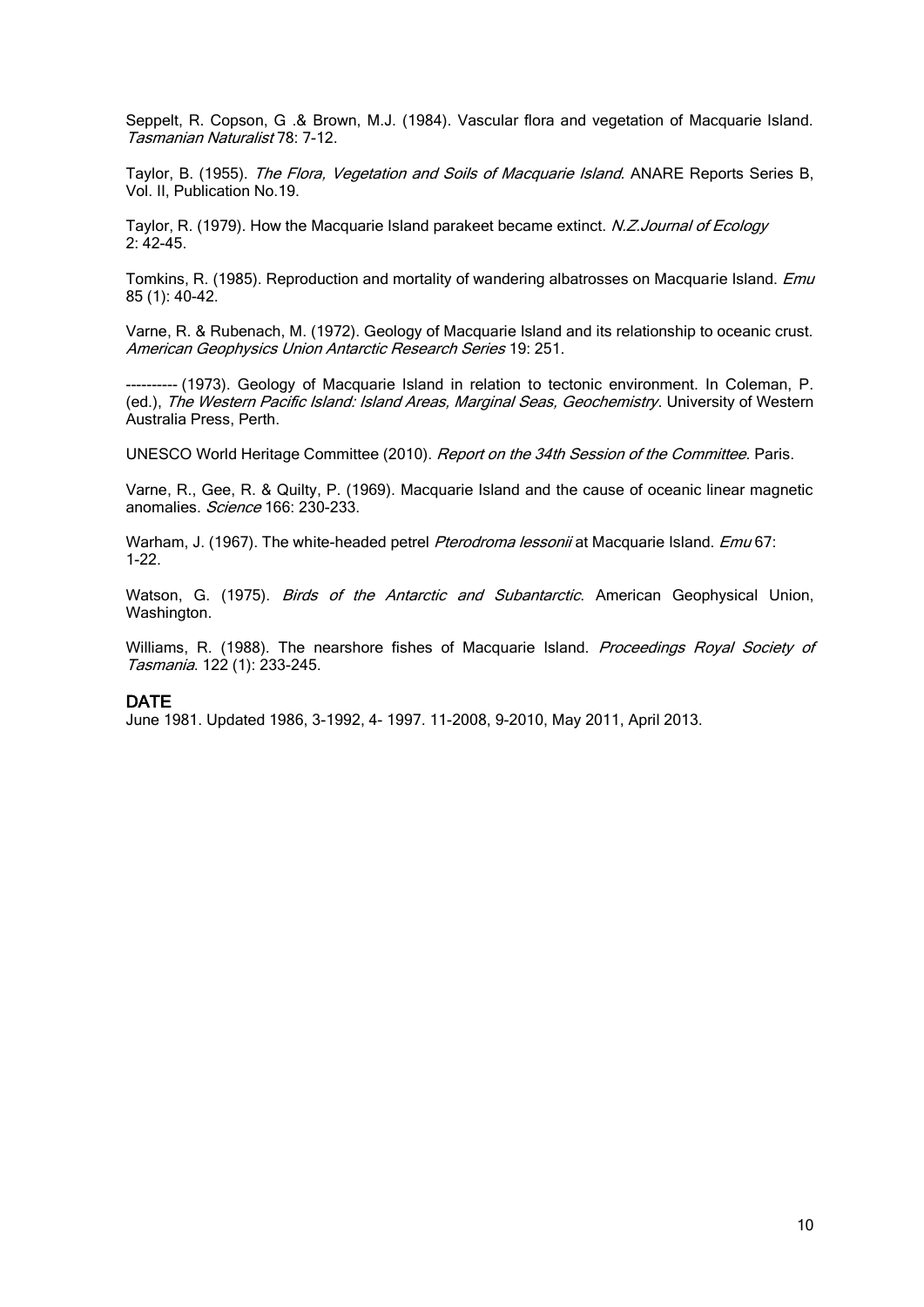Seppelt, R. Copson, G .& Brown, M.J. (1984). Vascular flora and vegetation of Macquarie Island. *Tasmanian Naturalist* 78: 7-12.

Taylor, B. (1955). *The Flora, Vegetation and Soils of Macquarie Island*. ANARE Reports Series B, Vol. II, Publication No.19.

Taylor, R. (1979). How the Macquarie Island parakeet became extinct. *N.Z.Journal of Ecology* 2: 42-45.

Tomkins, R. (1985). Reproduction and mortality of wandering albatrosses on Macquarie Island. *Emu* 85 (1): 40-42.

Varne, R. & Rubenach, M. (1972). Geology of Macquarie Island and its relationship to oceanic crust. *American Geophysics Union Antarctic Research Series* 19: 251.

---------- (1973). Geology of Macquarie Island in relation to tectonic environment. In Coleman, P. (ed.), *The Western Pacific Island: Island Areas, Marginal Seas, Geochemistry*. University of Western Australia Press, Perth.

UNESCO World Heritage Committee (2010). *Report on the 34th Session of the Committee*. Paris.

Varne, R., Gee, R. & Quilty, P. (1969). Macquarie Island and the cause of oceanic linear magnetic anomalies. *Science* 166: 230-233.

Warham, J. (1967). The white-headed petrel *Pterodroma lessonii* at Macquarie Island. *Emu* 67: 1-22.

Watson, G. (1975). *Birds of the Antarctic and Subantarctic*. American Geophysical Union, Washington.

Williams, R. (1988). The nearshore fishes of Macquarie Island. *Proceedings Royal Society of Tasmania*. 122 (1): 233-245.

## DATE

June 1981. Updated 1986, 3-1992, 4- 1997. 11-2008, 9-2010, May 2011, April 2013.